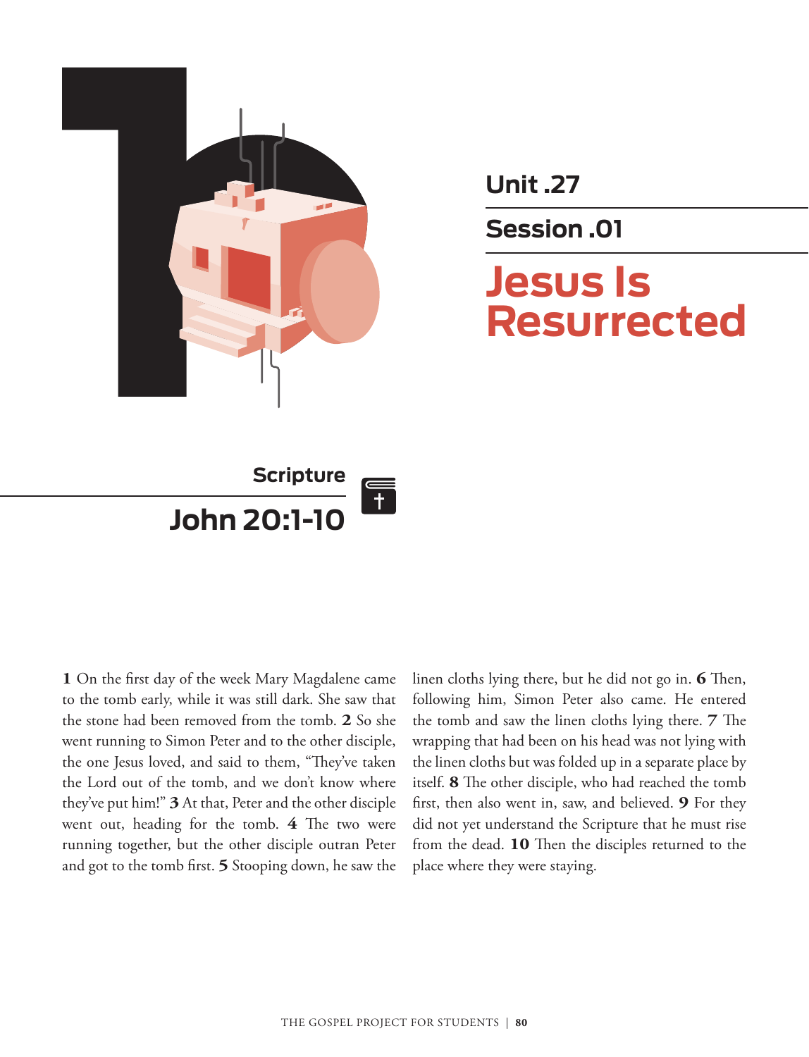## Unit .27

## Session .01

# Jesus Is Resurrected

### Scripture

## John 20:1-10

**1** On the first day of the week Mary Magdalene came to the tomb early, while it was still dark. She saw that the stone had been removed from the tomb. **2** So she went running to Simon Peter and to the other disciple, the one Jesus loved, and said to them, "They've taken the Lord out of the tomb, and we don't know where they've put him!" **3** At that, Peter and the other disciple went out, heading for the tomb. **4** The two were running together, but the other disciple outran Peter and got to the tomb first. **5** Stooping down, he saw the linen cloths lying there, but he did not go in. **6** Then, following him, Simon Peter also came. He entered the tomb and saw the linen cloths lying there. **7** The wrapping that had been on his head was not lying with the linen cloths but was folded up in a separate place by itself. **8** The other disciple, who had reached the tomb first, then also went in, saw, and believed. **9** For they did not yet understand the Scripture that he must rise from the dead. **10** Then the disciples returned to the place where they were staying.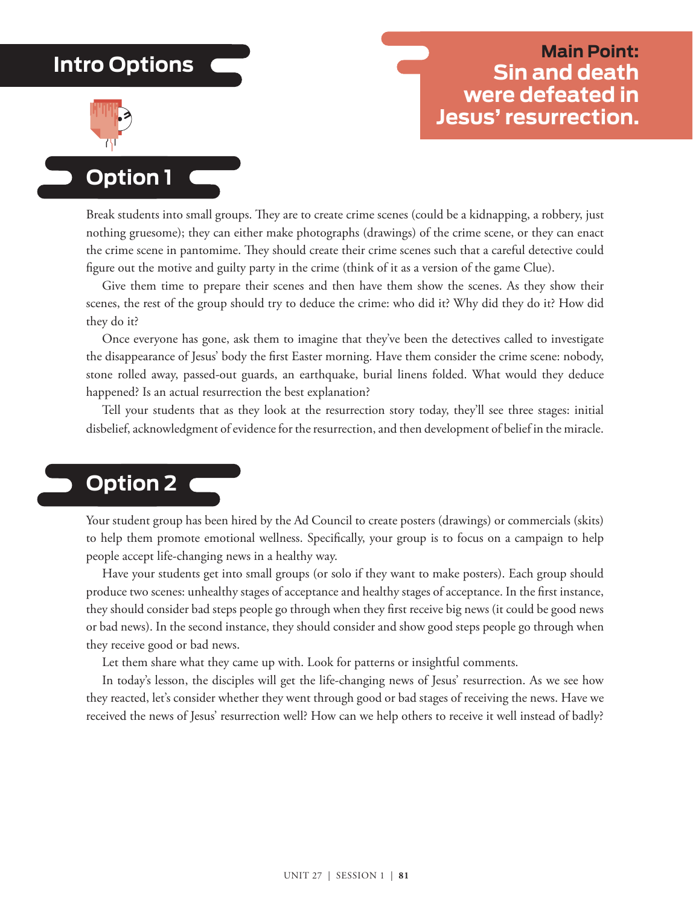## Intro Options

**Main Point:**
**Sin and death were defeated in Jesus' resurrection.**

### Option 1

Break students into small groups. They are to create crime scenes (could be a kidnapping, a robbery, just nothing gruesome); they can either make photographs (drawings) of the crime scene, or they can enact the crime scene in pantomime. They should create their crime scenes such that a careful detective could figure out the motive and guilty party in the crime (think of it as a version of the game Clue).

Give them time to prepare their scenes and then have them show the scenes. As they show their scenes, the rest of the group should try to deduce the crime: who did it? Why did they do it? How did they do it?

Once everyone has gone, ask them to imagine that they've been the detectives called to investigate the disappearance of Jesus' body the first Easter morning. Have them consider the crime scene: nobody, stone rolled away, passed-out guards, an earthquake, burial linens folded. What would they deduce happened? Is an actual resurrection the best explanation?

Tell your students that as they look at the resurrection story today, they'll see three stages: initial disbelief, acknowledgment of evidence for the resurrection, and then development of belief in the miracle.

### Option 2

Your student group has been hired by the Ad Council to create posters (drawings) or commercials (skits) to help them promote emotional wellness. Specifically, your group is to focus on a campaign to help people accept life-changing news in a healthy way.

Have your students get into small groups (or solo if they want to make posters). Each group should produce two scenes: unhealthy stages of acceptance and healthy stages of acceptance. In the first instance, they should consider bad steps people go through when they first receive big news (it could be good news or bad news). In the second instance, they should consider and show good steps people go through when they receive good or bad news.

Let them share what they came up with. Look for patterns or insightful comments.

In today's lesson, the disciples will get the life-changing news of Jesus' resurrection. As we see how they reacted, let's consider whether they went through good or bad stages of receiving the news. Have we received the news of Jesus' resurrection well? How can we help others to receive it well instead of badly?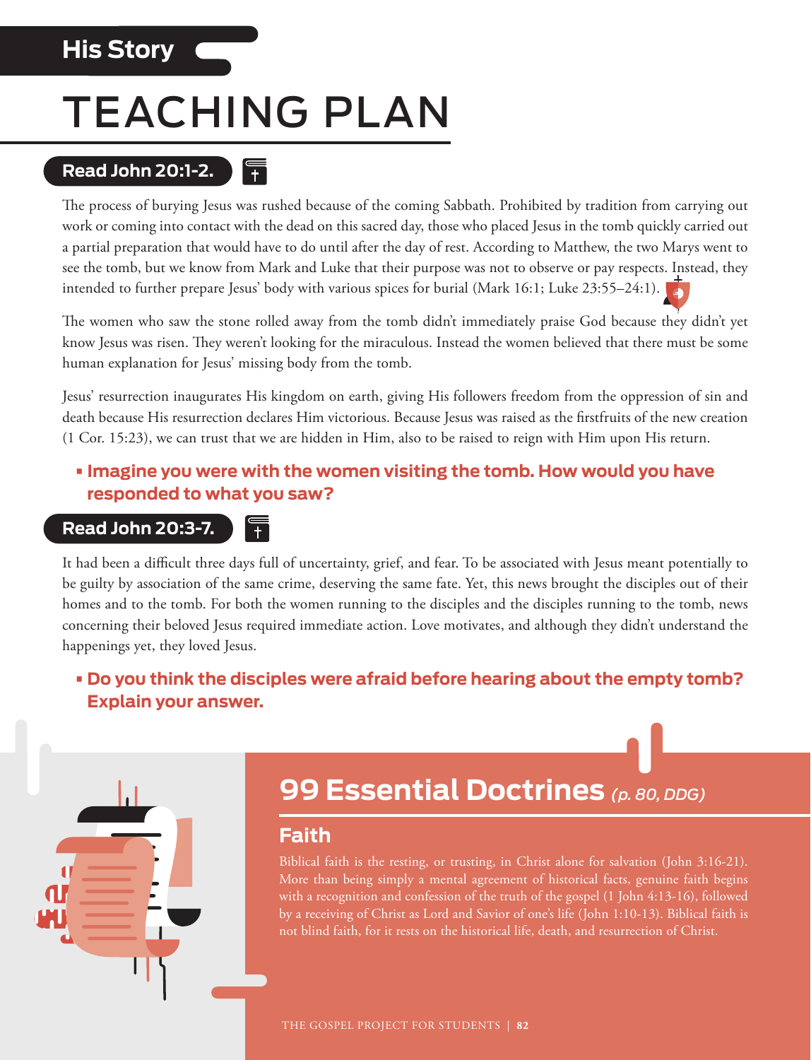His Story

# TEACHING PLAN

**Read John 20:1-2.**

The process of burying Jesus was rushed because of the coming Sabbath. Prohibited by tradition from carrying out work or coming into contact with the dead on this sacred day, those who placed Jesus in the tomb quickly carried out a partial preparation that would have to do until after the day of rest. According to Matthew, the two Marys went to see the tomb, but we know from Mark and Luke that their purpose was not to observe or pay respects. Instead, they intended to further prepare Jesus' body with various spices for burial (Mark 16:1; Luke 23:55–24:1).

The women who saw the stone rolled away from the tomb didn't immediately praise God because they didn't yet know Jesus was risen. They weren't looking for the miraculous. Instead the women believed that there must be some human explanation for Jesus' missing body from the tomb.

Jesus' resurrection inaugurates His kingdom on earth, giving His followers freedom from the oppression of sin and death because His resurrection declares Him victorious. Because Jesus was raised as the firstfruits of the new creation (1 Cor. 15:23), we can trust that we are hidden in Him, also to be raised to reign with Him upon His return.

- **Imagine you were with the women visiting the tomb. How would you have responded to what you saw?**

**Read John 20:3-7.**

It had been a difficult three days full of uncertainty, grief, and fear. To be associated with Jesus meant potentially to be guilty by association of the same crime, deserving the same fate. Yet, this news brought the disciples out of their homes and to the tomb. For both the women running to the disciples and the disciples running to the tomb, news concerning their beloved Jesus required immediate action. Love motivates, and although they didn't understand the happenings yet, they loved Jesus.

- **Do you think the disciples were afraid before hearing about the empty tomb? Explain your answer.**

## 99 Essential Doctrines *(p. 80, DDG)*

### Faith

Biblical faith is the resting, or trusting, in Christ alone for salvation (John 3:16-21). More than being simply a mental agreement of historical facts, genuine faith begins with a recognition and confession of the truth of the gospel (1 John 4:13-16), followed by a receiving of Christ as Lord and Savior of one's life (John 1:10-13). Biblical faith is not blind faith, for it rests on the historical life, death, and resurrection of Christ.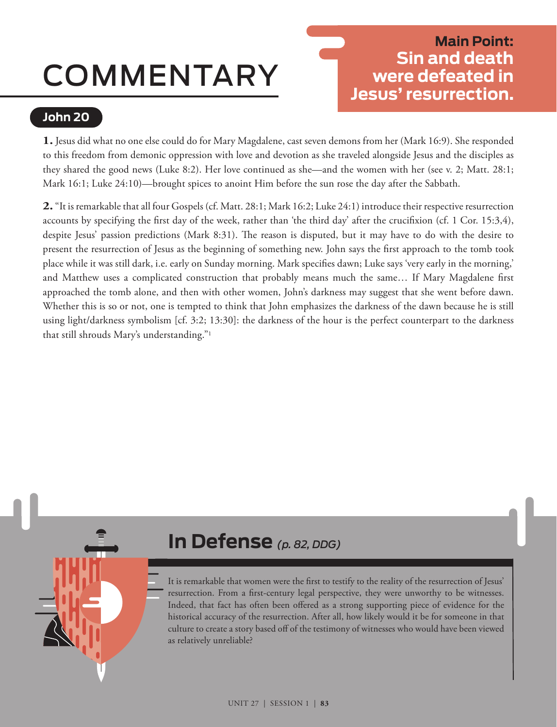# COMMENTARY

**Main Point:**
**Sin and death were defeated in Jesus' resurrection.**

## John 20

**1.** Jesus did what no one else could do for Mary Magdalene, cast seven demons from her (Mark 16:9). She responded to this freedom from demonic oppression with love and devotion as she traveled alongside Jesus and the disciples as they shared the good news (Luke 8:2). Her love continued as she—and the women with her (see v. 2; Matt. 28:1; Mark 16:1; Luke 24:10)—brought spices to anoint Him before the sun rose the day after the Sabbath.

**2.** "It is remarkable that all four Gospels (cf. Matt. 28:1; Mark 16:2; Luke 24:1) introduce their respective resurrection accounts by specifying the first day of the week, rather than 'the third day' after the crucifixion (cf. 1 Cor. 15:3,4), despite Jesus' passion predictions (Mark 8:31). The reason is disputed, but it may have to do with the desire to present the resurrection of Jesus as the beginning of something new. John says the first approach to the tomb took place while it was still dark, i.e. early on Sunday morning. Mark specifies dawn; Luke says 'very early in the morning,' and Matthew uses a complicated construction that probably means much the same… If Mary Magdalene first approached the tomb alone, and then with other women, John's darkness may suggest that she went before dawn. Whether this is so or not, one is tempted to think that John emphasizes the darkness of the dawn because he is still using light/darkness symbolism [cf. 3:2; 13:30]: the darkness of the hour is the perfect counterpart to the darkness that still shrouds Mary's understanding."[1]

## In Defense *(p. 82, DDG)*

It is remarkable that women were the first to testify to the reality of the resurrection of Jesus' resurrection. From a first-century legal perspective, they were unworthy to be witnesses. Indeed, that fact has often been offered as a strong supporting piece of evidence for the historical accuracy of the resurrection. After all, how likely would it be for someone in that culture to create a story based off of the testimony of witnesses who would have been viewed as relatively unreliable?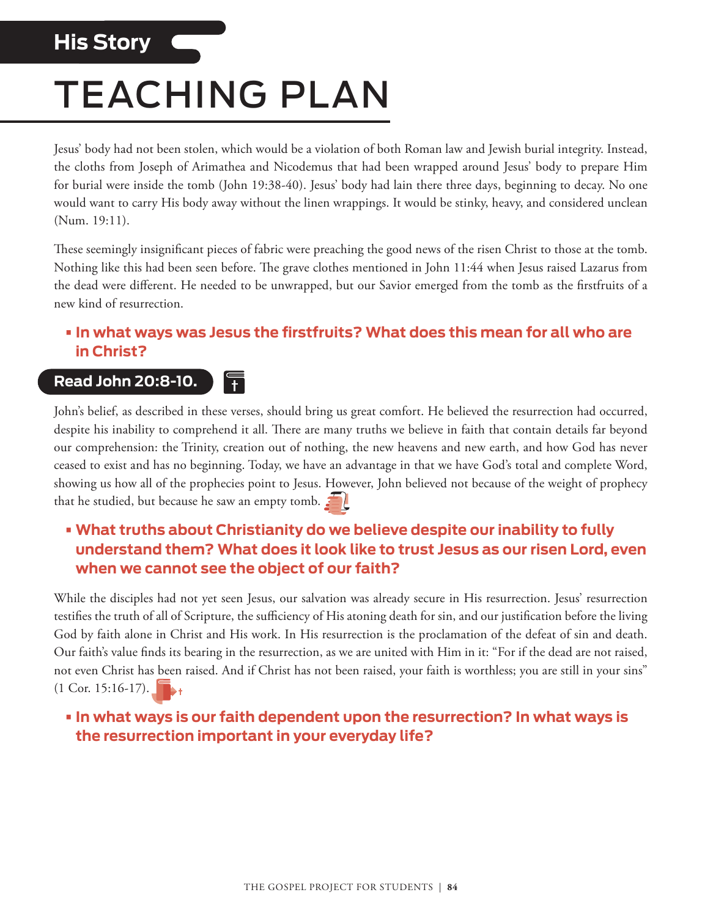His Story

# TEACHING PLAN

Jesus' body had not been stolen, which would be a violation of both Roman law and Jewish burial integrity. Instead, the cloths from Joseph of Arimathea and Nicodemus that had been wrapped around Jesus' body to prepare Him for burial were inside the tomb (John 19:38-40). Jesus' body had lain there three days, beginning to decay. No one would want to carry His body away without the linen wrappings. It would be stinky, heavy, and considered unclean (Num. 19:11).

These seemingly insignificant pieces of fabric were preaching the good news of the risen Christ to those at the tomb. Nothing like this had been seen before. The grave clothes mentioned in John 11:44 when Jesus raised Lazarus from the dead were different. He needed to be unwrapped, but our Savior emerged from the tomb as the firstfruits of a new kind of resurrection.

- **In what ways was Jesus the firstfruits? What does this mean for all who are in Christ?**

## Read John 20:8-10.

John's belief, as described in these verses, should bring us great comfort. He believed the resurrection had occurred, despite his inability to comprehend it all. There are many truths we believe in faith that contain details far beyond our comprehension: the Trinity, creation out of nothing, the new heavens and new earth, and how God has never ceased to exist and has no beginning. Today, we have an advantage in that we have God's total and complete Word, showing us how all of the prophecies point to Jesus. However, John believed not because of the weight of prophecy that he studied, but because he saw an empty tomb.

- **What truths about Christianity do we believe despite our inability to fully understand them? What does it look like to trust Jesus as our risen Lord, even when we cannot see the object of our faith?**

While the disciples had not yet seen Jesus, our salvation was already secure in His resurrection. Jesus' resurrection testifies the truth of all of Scripture, the sufficiency of His atoning death for sin, and our justification before the living God by faith alone in Christ and His work. In His resurrection is the proclamation of the defeat of sin and death. Our faith's value finds its bearing in the resurrection, as we are united with Him in it: "For if the dead are not raised, not even Christ has been raised. And if Christ has not been raised, your faith is worthless; you are still in your sins" (1 Cor. 15:16-17).

- **In what ways is our faith dependent upon the resurrection? In what ways is the resurrection important in your everyday life?**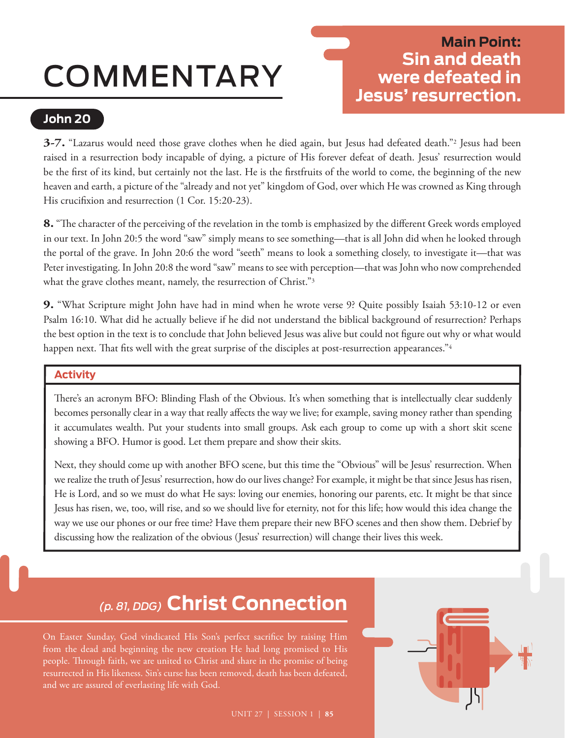# COMMENTARY

**Main Point: Sin and death were defeated in Jesus' resurrection.**

## John 20

**3-7.** "Lazarus would need those grave clothes when he died again, but Jesus had defeated death."[2] Jesus had been raised in a resurrection body incapable of dying, a picture of His forever defeat of death. Jesus' resurrection would be the first of its kind, but certainly not the last. He is the firstfruits of the world to come, the beginning of the new heaven and earth, a picture of the "already and not yet" kingdom of God, over which He was crowned as King through His crucifixion and resurrection (1 Cor. 15:20-23).

**8.** "The character of the perceiving of the revelation in the tomb is emphasized by the different Greek words employed in our text. In John 20:5 the word "saw" simply means to see something—that is all John did when he looked through the portal of the grave. In John 20:6 the word "seeth" means to look a something closely, to investigate it—that was Peter investigating. In John 20:8 the word "saw" means to see with perception—that was John who now comprehended what the grave clothes meant, namely, the resurrection of Christ."[3]

**9.** "What Scripture might John have had in mind when he wrote verse 9? Quite possibly Isaiah 53:10-12 or even Psalm 16:10. What did he actually believe if he did not understand the biblical background of resurrection? Perhaps the best option in the text is to conclude that John believed Jesus was alive but could not figure out why or what would happen next. That fits well with the great surprise of the disciples at post-resurrection appearances."[4]

### Activity

There's an acronym BFO: Blinding Flash of the Obvious. It's when something that is intellectually clear suddenly becomes personally clear in a way that really affects the way we live; for example, saving money rather than spending it accumulates wealth. Put your students into small groups. Ask each group to come up with a short skit scene showing a BFO. Humor is good. Let them prepare and show their skits.

Next, they should come up with another BFO scene, but this time the "Obvious" will be Jesus' resurrection. When we realize the truth of Jesus' resurrection, how do our lives change? For example, it might be that since Jesus has risen, He is Lord, and so we must do what He says: loving our enemies, honoring our parents, etc. It might be that since Jesus has risen, we, too, will rise, and so we should live for eternity, not for this life; how would this idea change the way we use our phones or our free time? Have them prepare their new BFO scenes and then show them. Debrief by discussing how the realization of the obvious (Jesus' resurrection) will change their lives this week.

## *(p. 81, DDG)* Christ Connection

On Easter Sunday, God vindicated His Son's perfect sacrifice by raising Him from the dead and beginning the new creation He had long promised to His people. Through faith, we are united to Christ and share in the promise of being resurrected in His likeness. Sin's curse has been removed, death has been defeated, and we are assured of everlasting life with God.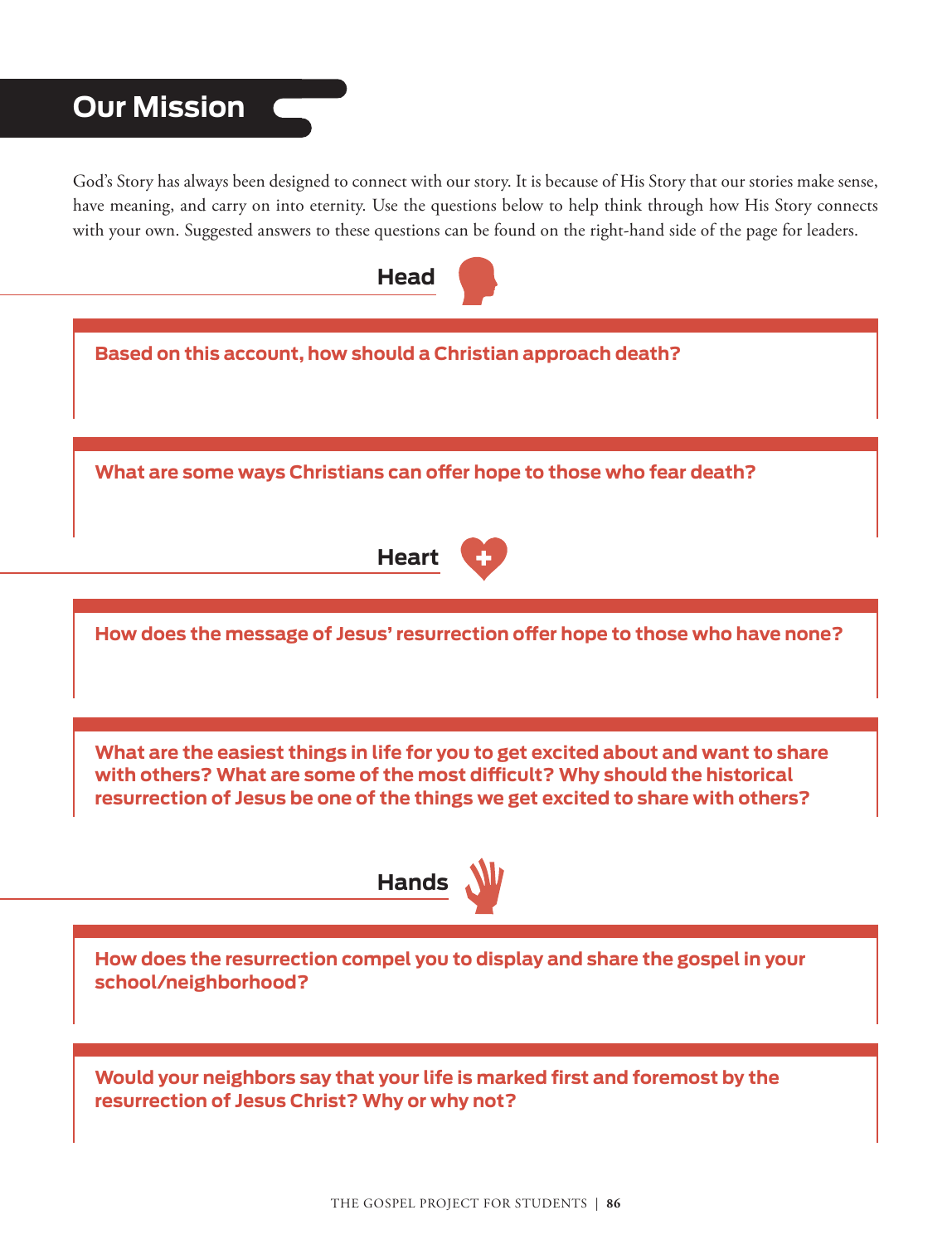# Our Mission

God's Story has always been designed to connect with our story. It is because of His Story that our stories make sense, have meaning, and carry on into eternity. Use the questions below to help think through how His Story connects with your own. Suggested answers to these questions can be found on the right-hand side of the page for leaders.

## Head

**Based on this account, how should a Christian approach death?**

**What are some ways Christians can offer hope to those who fear death?**

## Heart

**How does the message of Jesus' resurrection offer hope to those who have none?**

**What are the easiest things in life for you to get excited about and want to share with others? What are some of the most difficult? Why should the historical resurrection of Jesus be one of the things we get excited to share with others?**

## Hands

**How does the resurrection compel you to display and share the gospel in your school/neighborhood?**

**Would your neighbors say that your life is marked first and foremost by the resurrection of Jesus Christ? Why or why not?**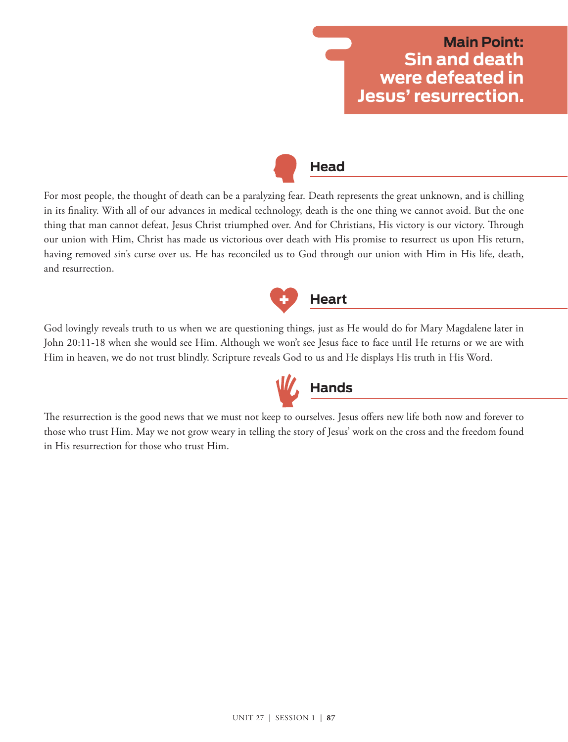**Main Point:**
**Sin and death were defeated in Jesus' resurrection.**

## Head

For most people, the thought of death can be a paralyzing fear. Death represents the great unknown, and is chilling in its finality. With all of our advances in medical technology, death is the one thing we cannot avoid. But the one thing that man cannot defeat, Jesus Christ triumphed over. And for Christians, His victory is our victory. Through our union with Him, Christ has made us victorious over death with His promise to resurrect us upon His return, having removed sin's curse over us. He has reconciled us to God through our union with Him in His life, death, and resurrection.

## Heart

God lovingly reveals truth to us when we are questioning things, just as He would do for Mary Magdalene later in John 20:11-18 when she would see Him. Although we won't see Jesus face to face until He returns or we are with Him in heaven, we do not trust blindly. Scripture reveals God to us and He displays His truth in His Word.

## Hands

The resurrection is the good news that we must not keep to ourselves. Jesus offers new life both now and forever to those who trust Him. May we not grow weary in telling the story of Jesus' work on the cross and the freedom found in His resurrection for those who trust Him.